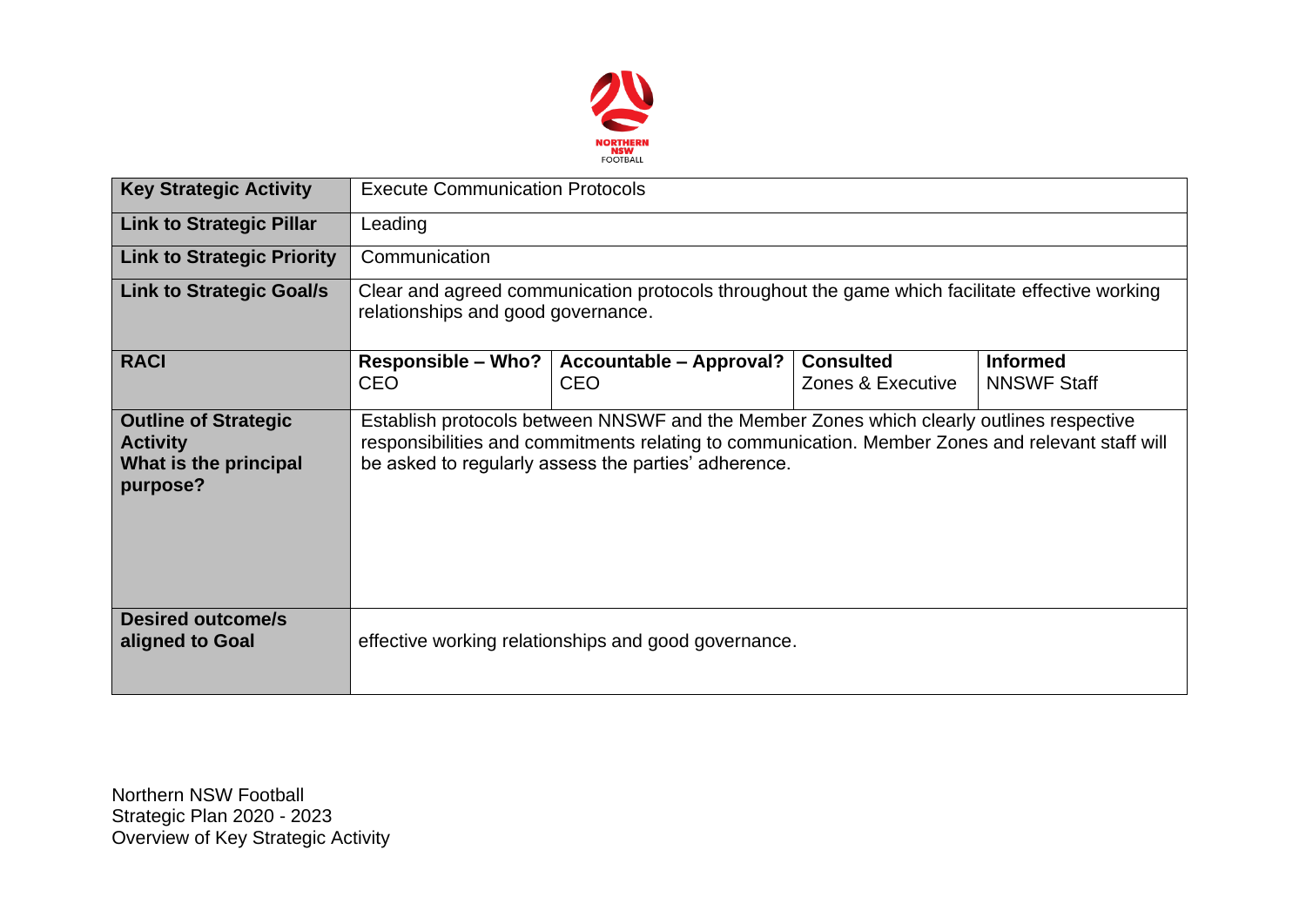| Key Strategic Activity | Execute Communication Protocols | | | |
|---|---|---|---|---|
| **Link to Strategic Pillar** | Leading | | | |
| **Link to Strategic Priority** | Communication | | | |
| **Link to Strategic Goal/s** | Clear and agreed communication protocols throughout the game which facilitate effective working relationships and good governance. | | | |
| **RACI** | **Responsible – Who?**<br>CEO | **Accountable – Approval?**<br>CEO | **Consulted**<br>Zones & Executive | **Informed**<br>NNSWF Staff |
| **Outline of Strategic Activity**<br>**What is the principal purpose?** | Establish protocols between NNSWF and the Member Zones which clearly outlines respective responsibilities and commitments relating to communication. Member Zones and relevant staff will be asked to regularly assess the parties' adherence. | | | |
| **Desired outcome/s aligned to Goal** | effective working relationships and good governance. | | | |

Northern NSW Football
Strategic Plan 2020 - 2023
Overview of Key Strategic Activity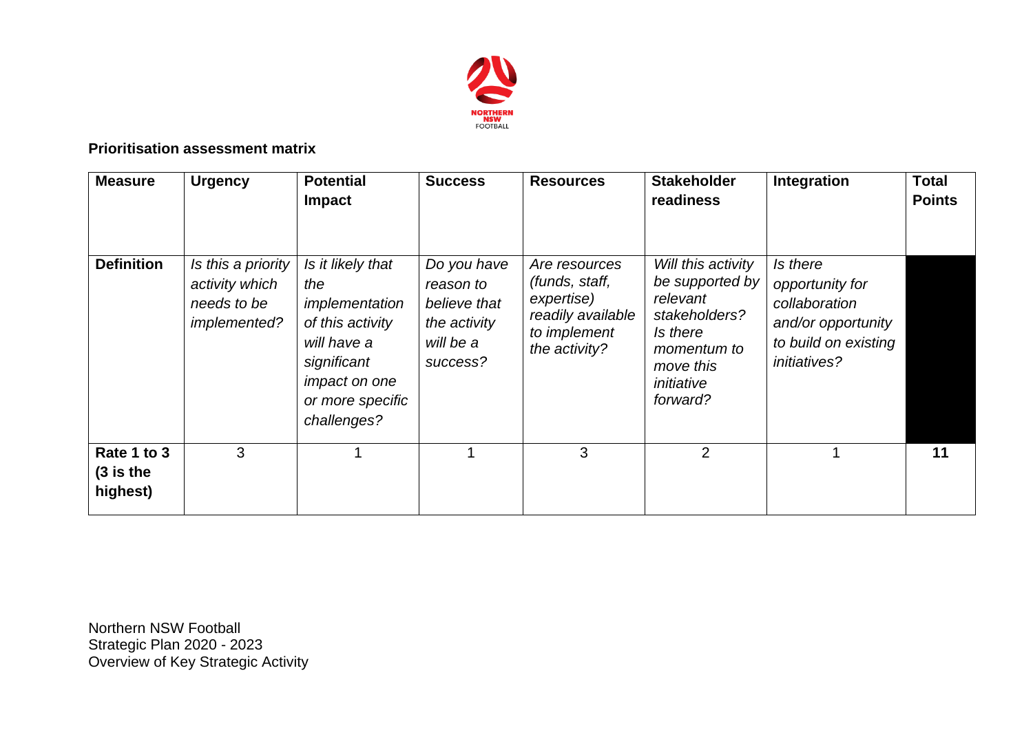**Prioritisation assessment matrix**

| Measure | Urgency | Potential Impact | Success | Resources | Stakeholder readiness | Integration | Total Points |
|---|---|---|---|---|---|---|---|
| **Definition** | *Is this a priority activity which needs to be implemented?* | *Is it likely that the implementation of this activity will have a significant impact on one or more specific challenges?* | *Do you have reason to believe that the activity will be a success?* | *Are resources (funds, staff, expertise) readily available to implement the activity?* | *Will this activity be supported by relevant stakeholders? Is there momentum to move this initiative forward?* | *Is there opportunity for collaboration and/or opportunity to build on existing initiatives?* | |
| **Rate 1 to 3 (3 is the highest)** | 3 | 1 | 1 | 3 | 2 | 1 | **11** |

Northern NSW Football
Strategic Plan 2020 - 2023
Overview of Key Strategic Activity